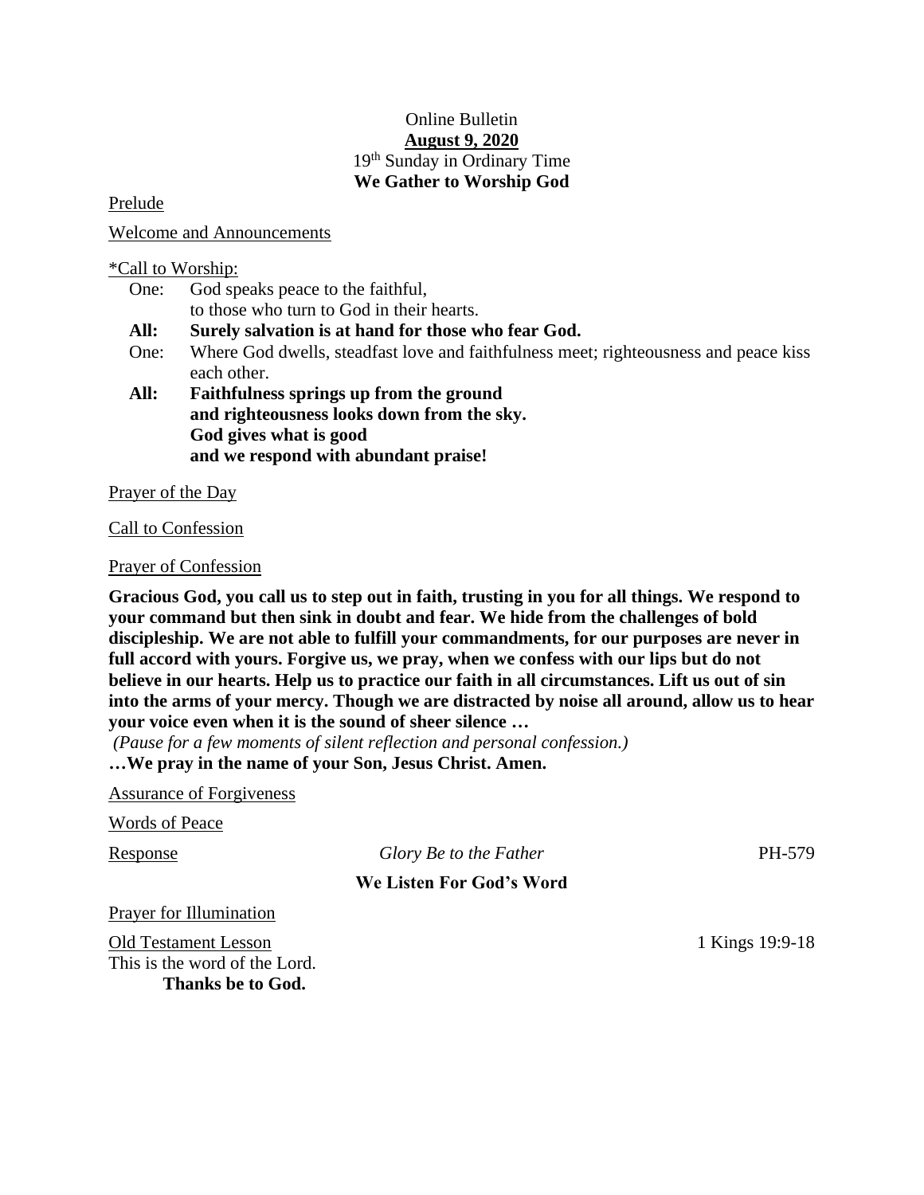Online Bulletin

**August 9, 2020**

19th Sunday in Ordinary Time

**We Gather to Worship God**

Prelude

Welcome and Announcements

\*Call to Worship:

One: God speaks peace to the faithful,
to those who turn to God in their hearts.

**All: Surely salvation is at hand for those who fear God.**

One: Where God dwells, steadfast love and faithfulness meet; righteousness and peace kiss each other.

**All: Faithfulness springs up from the ground
and righteousness looks down from the sky.
God gives what is good
and we respond with abundant praise!**

Prayer of the Day

Call to Confession

Prayer of Confession

**Gracious God, you call us to step out in faith, trusting in you for all things. We respond to your command but then sink in doubt and fear. We hide from the challenges of bold discipleship. We are not able to fulfill your commandments, for our purposes are never in full accord with yours. Forgive us, we pray, when we confess with our lips but do not believe in our hearts. Help us to practice our faith in all circumstances. Lift us out of sin into the arms of your mercy. Though we are distracted by noise all around, allow us to hear your voice even when it is the sound of sheer silence …**

*(Pause for a few moments of silent reflection and personal confession.)*

**…We pray in the name of your Son, Jesus Christ. Amen.**

Assurance of Forgiveness

Words of Peace

Response — *Glory Be to the Father* — PH-579

**We Listen For God's Word**

Prayer for Illumination

Old Testament Lesson — 1 Kings 19:9-18

This is the word of the Lord.

**Thanks be to God.**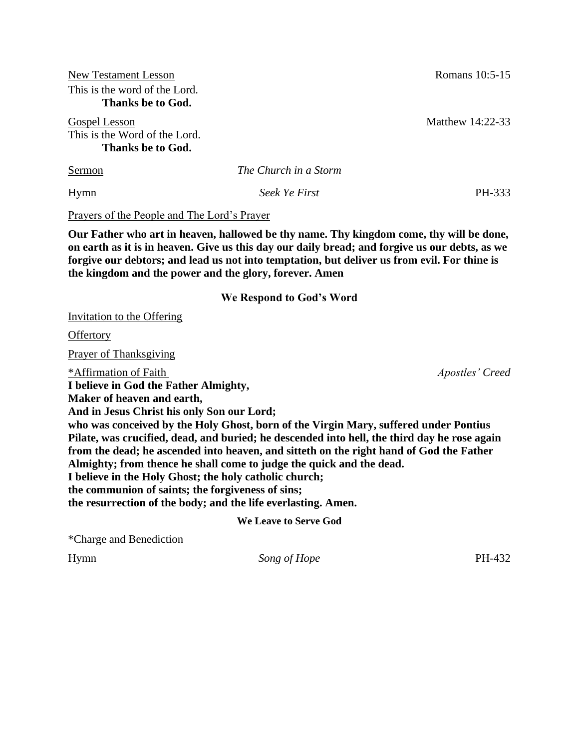New Testament Lesson Romans 10:5-15

This is the word of the Lord.

**Thanks be to God.**

Gospel Lesson Matthew 14:22-33

This is the Word of the Lord.

**Thanks be to God.**

Sermon *The Church in a Storm*

Hymn *Seek Ye First* PH-333

Prayers of the People and The Lord's Prayer

**Our Father who art in heaven, hallowed be thy name. Thy kingdom come, thy will be done, on earth as it is in heaven. Give us this day our daily bread; and forgive us our debts, as we forgive our debtors; and lead us not into temptation, but deliver us from evil. For thine is the kingdom and the power and the glory, forever. Amen**

### We Respond to God's Word

Invitation to the Offering

Offertory

Prayer of Thanksgiving

*Affirmation of Faith *Apostles' Creed*

**I believe in God the Father Almighty,**
**Maker of heaven and earth,**
**And in Jesus Christ his only Son our Lord;**
**who was conceived by the Holy Ghost, born of the Virgin Mary, suffered under Pontius Pilate, was crucified, dead, and buried; he descended into hell, the third day he rose again from the dead; he ascended into heaven, and sitteth on the right hand of God the Father Almighty; from thence he shall come to judge the quick and the dead.**
**I believe in the Holy Ghost; the holy catholic church;**
**the communion of saints; the forgiveness of sins;**
**the resurrection of the body; and the life everlasting. Amen.**

### We Leave to Serve God

*Charge and Benediction

Hymn *Song of Hope* PH-432